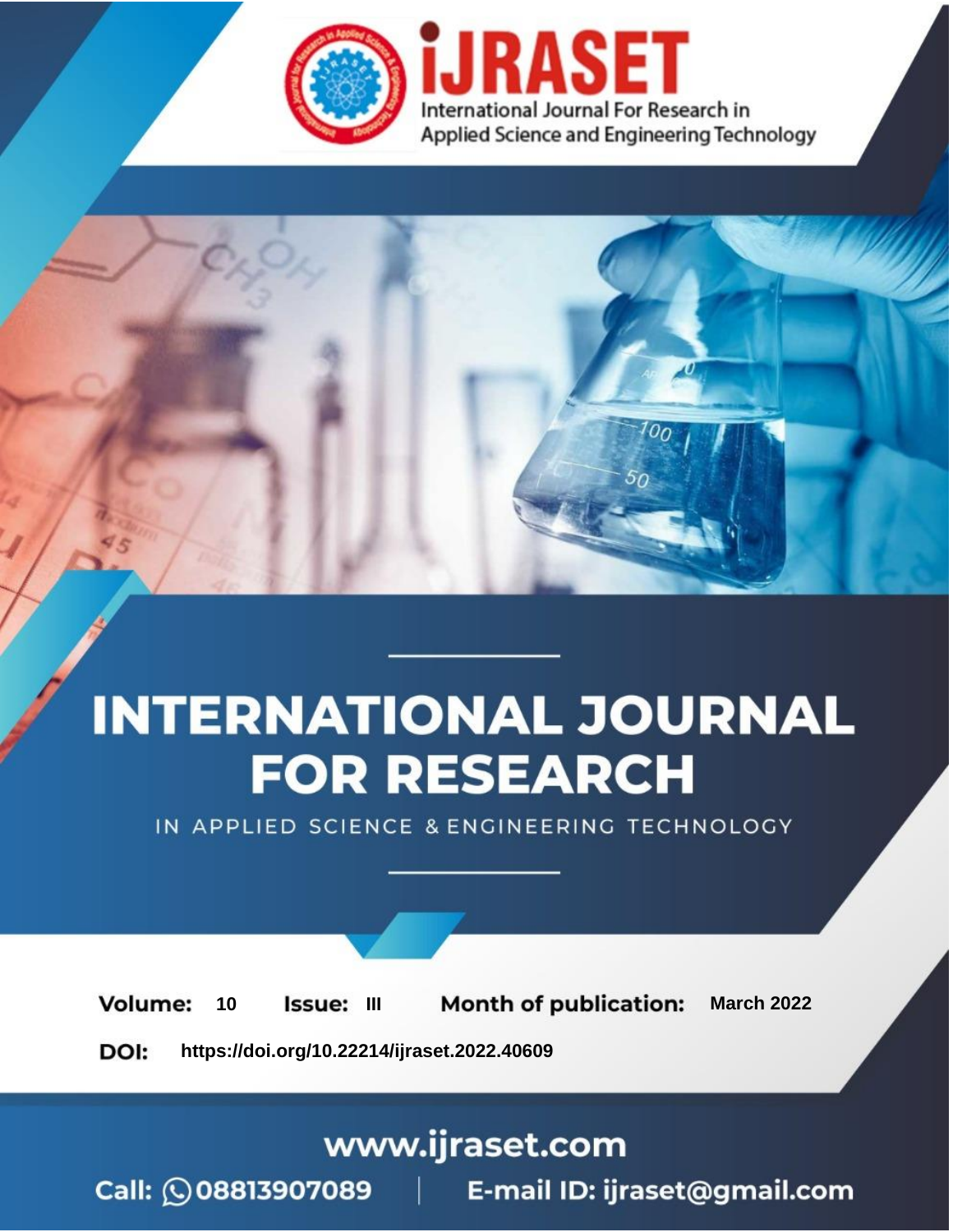iJRASET

International Journal For Research in Applied Science and Engineering Technology

# INTERNATIONAL JOURNAL FOR RESEARCH

IN APPLIED SCIENCE & ENGINEERING TECHNOLOGY

**Volume:** 10 **Issue:** III **Month of publication:** March 2022

**DOI:** https://doi.org/10.22214/ijraset.2022.40609

www.ijraset.com

Call: 08813907089 | E-mail ID: ijraset@gmail.com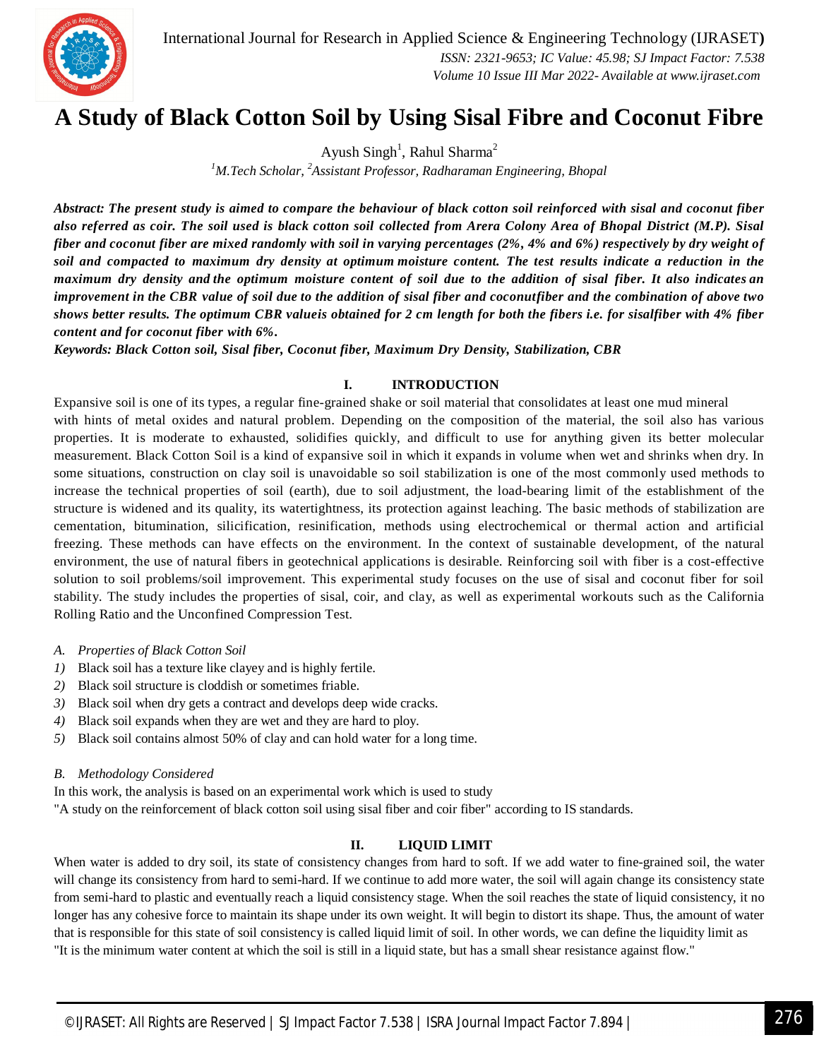# A Study of Black Cotton Soil by Using Sisal Fibre and Coconut Fibre

Ayush Singh[1], Rahul Sharma[2]

[1]M.Tech Scholar, [2]Assistant Professor, Radharaman Engineering, Bhopal

***Abstract:** The present study is aimed to compare the behaviour of black cotton soil reinforced with sisal and coconut fiber also referred as coir. The soil used is black cotton soil collected from Arera Colony Area of Bhopal District (M.P). Sisal fiber and coconut fiber are mixed randomly with soil in varying percentages (2%, 4% and 6%) respectively by dry weight of soil and compacted to maximum dry density at optimum moisture content. The test results indicate a reduction in the maximum dry density and the optimum moisture content of soil due to the addition of sisal fiber. It also indicates an improvement in the CBR value of soil due to the addition of sisal fiber and coconutfiber and the combination of above two shows better results. The optimum CBR valueis obtained for 2 cm length for both the fibers i.e. for sisalfiber with 4% fiber content and for coconut fiber with 6%.*

***Keywords:** Black Cotton soil, Sisal fiber, Coconut fiber, Maximum Dry Density, Stabilization, CBR*

## I. INTRODUCTION

Expansive soil is one of its types, a regular fine-grained shake or soil material that consolidates at least one mud mineral with hints of metal oxides and natural problem. Depending on the composition of the material, the soil also has various properties. It is moderate to exhausted, solidifies quickly, and difficult to use for anything given its better molecular measurement. Black Cotton Soil is a kind of expansive soil in which it expands in volume when wet and shrinks when dry. In some situations, construction on clay soil is unavoidable so soil stabilization is one of the most commonly used methods to increase the technical properties of soil (earth), due to soil adjustment, the load-bearing limit of the establishment of the structure is widened and its quality, its watertightness, its protection against leaching. The basic methods of stabilization are cementation, bitumination, silicification, resinification, methods using electrochemical or thermal action and artificial freezing. These methods can have effects on the environment. In the context of sustainable development, of the natural environment, the use of natural fibers in geotechnical applications is desirable. Reinforcing soil with fiber is a cost-effective solution to soil problems/soil improvement. This experimental study focuses on the use of sisal and coconut fiber for soil stability. The study includes the properties of sisal, coir, and clay, as well as experimental workouts such as the California Rolling Ratio and the Unconfined Compression Test.

### *A. Properties of Black Cotton Soil*

1) Black soil has a texture like clayey and is highly fertile.
2) Black soil structure is cloddish or sometimes friable.
3) Black soil when dry gets a contract and develops deep wide cracks.
4) Black soil expands when they are wet and they are hard to ploy.
5) Black soil contains almost 50% of clay and can hold water for a long time.

### *B. Methodology Considered*

In this work, the analysis is based on an experimental work which is used to study "A study on the reinforcement of black cotton soil using sisal fiber and coir fiber" according to IS standards.

## II. LIQUID LIMIT

When water is added to dry soil, its state of consistency changes from hard to soft. If we add water to fine-grained soil, the water will change its consistency from hard to semi-hard. If we continue to add more water, the soil will again change its consistency state from semi-hard to plastic and eventually reach a liquid consistency stage. When the soil reaches the state of liquid consistency, it no longer has any cohesive force to maintain its shape under its own weight. It will begin to distort its shape. Thus, the amount of water that is responsible for this state of soil consistency is called liquid limit of soil. In other words, we can define the liquidity limit as "It is the minimum water content at which the soil is still in a liquid state, but has a small shear resistance against flow."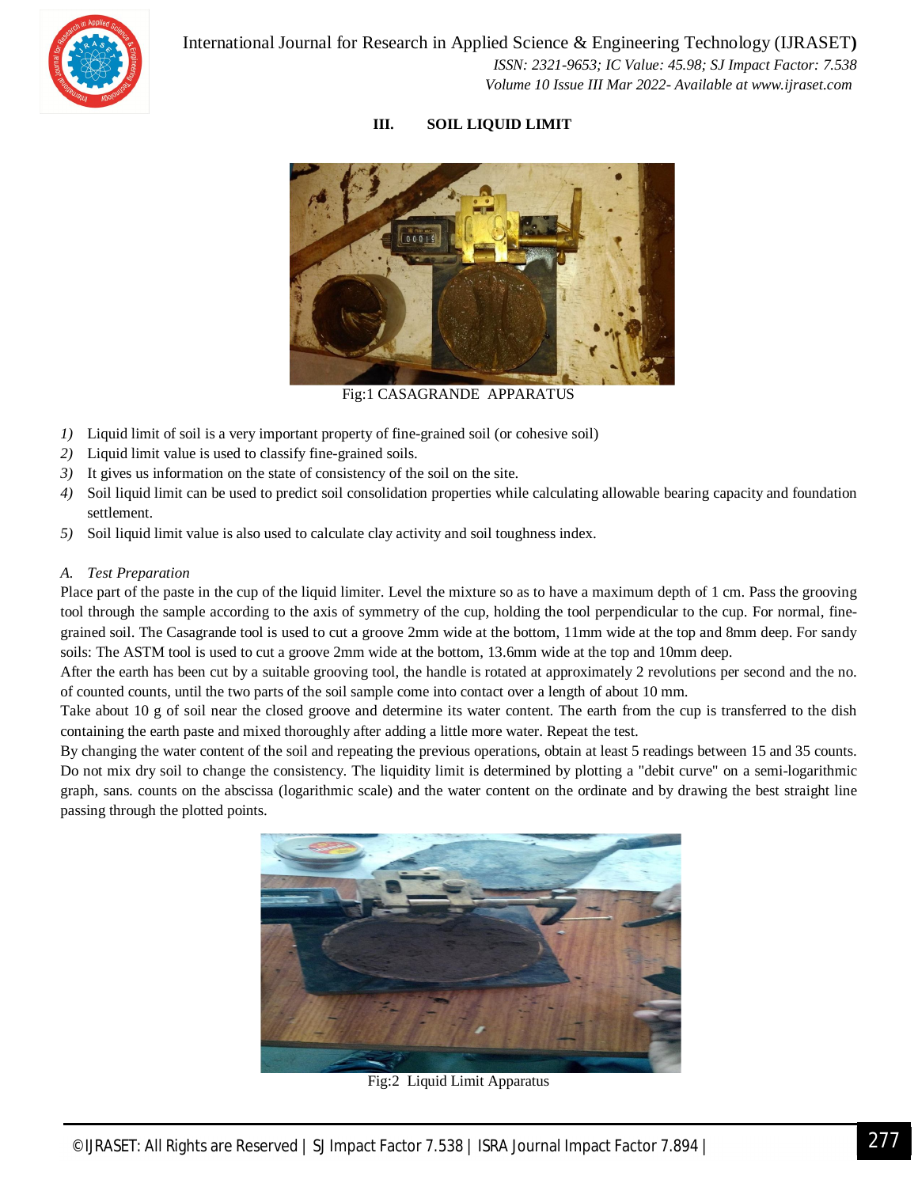## III. SOIL LIQUID LIMIT

Fig:1 CASAGRANDE APPARATUS

1) Liquid limit of soil is a very important property of fine-grained soil (or cohesive soil)
2) Liquid limit value is used to classify fine-grained soils.
3) It gives us information on the state of consistency of the soil on the site.
4) Soil liquid limit can be used to predict soil consolidation properties while calculating allowable bearing capacity and foundation settlement.
5) Soil liquid limit value is also used to calculate clay activity and soil toughness index.

### A. *Test Preparation*

Place part of the paste in the cup of the liquid limiter. Level the mixture so as to have a maximum depth of 1 cm. Pass the grooving tool through the sample according to the axis of symmetry of the cup, holding the tool perpendicular to the cup. For normal, fine-grained soil. The Casagrande tool is used to cut a groove 2mm wide at the bottom, 11mm wide at the top and 8mm deep. For sandy soils: The ASTM tool is used to cut a groove 2mm wide at the bottom, 13.6mm wide at the top and 10mm deep.

After the earth has been cut by a suitable grooving tool, the handle is rotated at approximately 2 revolutions per second and the no. of counted counts, until the two parts of the soil sample come into contact over a length of about 10 mm.

Take about 10 g of soil near the closed groove and determine its water content. The earth from the cup is transferred to the dish containing the earth paste and mixed thoroughly after adding a little more water. Repeat the test.

By changing the water content of the soil and repeating the previous operations, obtain at least 5 readings between 15 and 35 counts. Do not mix dry soil to change the consistency. The liquidity limit is determined by plotting a "debit curve" on a semi-logarithmic graph, sans. counts on the abscissa (logarithmic scale) and the water content on the ordinate and by drawing the best straight line passing through the plotted points.

Fig:2 Liquid Limit Apparatus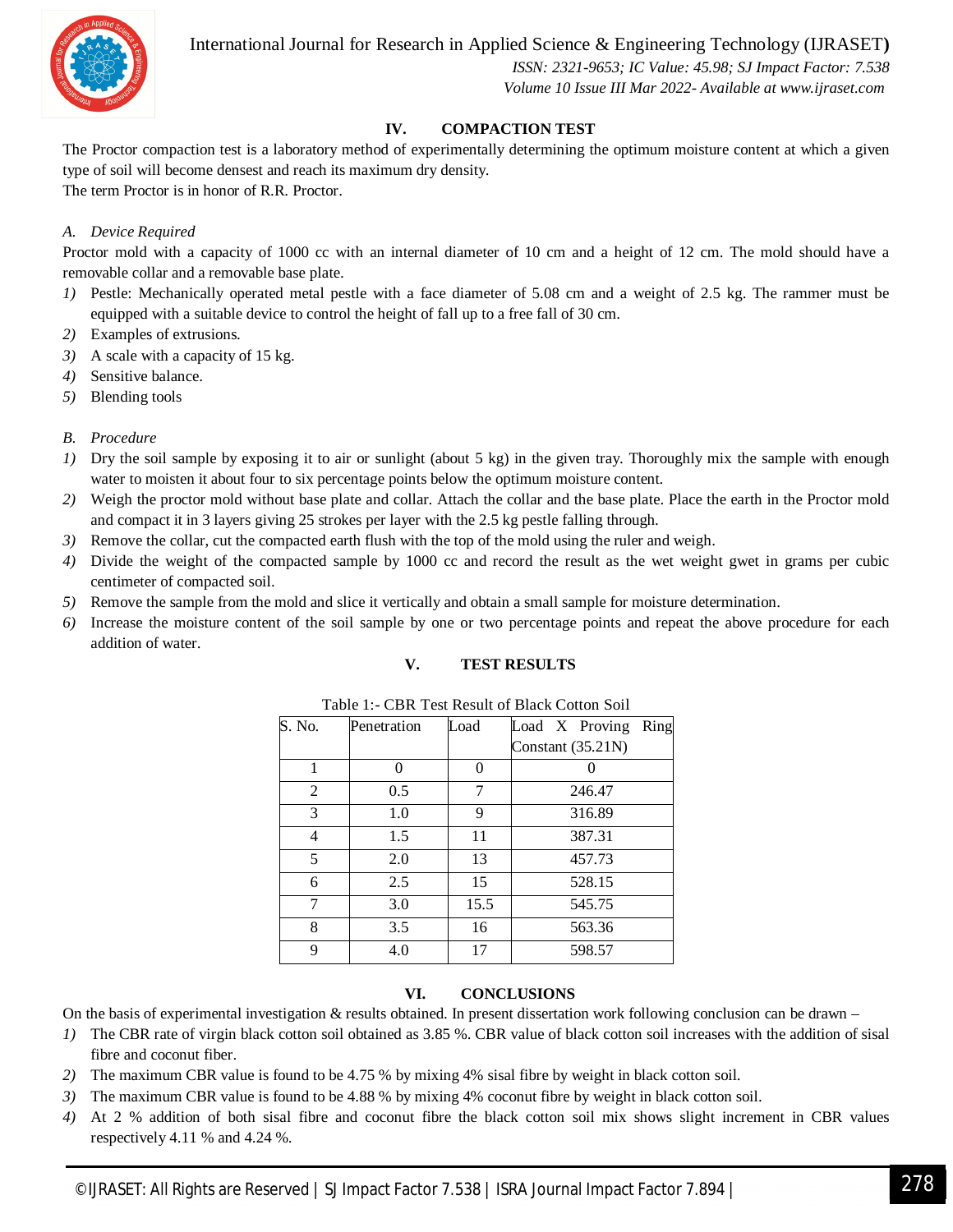## IV. COMPACTION TEST

The Proctor compaction test is a laboratory method of experimentally determining the optimum moisture content at which a given type of soil will become densest and reach its maximum dry density.

The term Proctor is in honor of R.R. Proctor.

### *A. Device Required*

Proctor mold with a capacity of 1000 cc with an internal diameter of 10 cm and a height of 12 cm. The mold should have a removable collar and a removable base plate.

1) Pestle: Mechanically operated metal pestle with a face diameter of 5.08 cm and a weight of 2.5 kg. The rammer must be equipped with a suitable device to control the height of fall up to a free fall of 30 cm.
2) Examples of extrusions.
3) A scale with a capacity of 15 kg.
4) Sensitive balance.
5) Blending tools

### *B. Procedure*

1) Dry the soil sample by exposing it to air or sunlight (about 5 kg) in the given tray. Thoroughly mix the sample with enough water to moisten it about four to six percentage points below the optimum moisture content.
2) Weigh the proctor mold without base plate and collar. Attach the collar and the base plate. Place the earth in the Proctor mold and compact it in 3 layers giving 25 strokes per layer with the 2.5 kg pestle falling through.
3) Remove the collar, cut the compacted earth flush with the top of the mold using the ruler and weigh.
4) Divide the weight of the compacted sample by 1000 cc and record the result as the wet weight gwet in grams per cubic centimeter of compacted soil.
5) Remove the sample from the mold and slice it vertically and obtain a small sample for moisture determination.
6) Increase the moisture content of the soil sample by one or two percentage points and repeat the above procedure for each addition of water.

## V. TEST RESULTS

Table 1:- CBR Test Result of Black Cotton Soil

| S. No. | Penetration | Load | Load X Proving Ring Constant (35.21N) |
|---|---|---|---|
| 1 | 0 | 0 | 0 |
| 2 | 0.5 | 7 | 246.47 |
| 3 | 1.0 | 9 | 316.89 |
| 4 | 1.5 | 11 | 387.31 |
| 5 | 2.0 | 13 | 457.73 |
| 6 | 2.5 | 15 | 528.15 |
| 7 | 3.0 | 15.5 | 545.75 |
| 8 | 3.5 | 16 | 563.36 |
| 9 | 4.0 | 17 | 598.57 |

## VI. CONCLUSIONS

On the basis of experimental investigation & results obtained. In present dissertation work following conclusion can be drawn –

1) The CBR rate of virgin black cotton soil obtained as 3.85 %. CBR value of black cotton soil increases with the addition of sisal fibre and coconut fiber.
2) The maximum CBR value is found to be 4.75 % by mixing 4% sisal fibre by weight in black cotton soil.
3) The maximum CBR value is found to be 4.88 % by mixing 4% coconut fibre by weight in black cotton soil.
4) At 2 % addition of both sisal fibre and coconut fibre the black cotton soil mix shows slight increment in CBR values respectively 4.11 % and 4.24 %.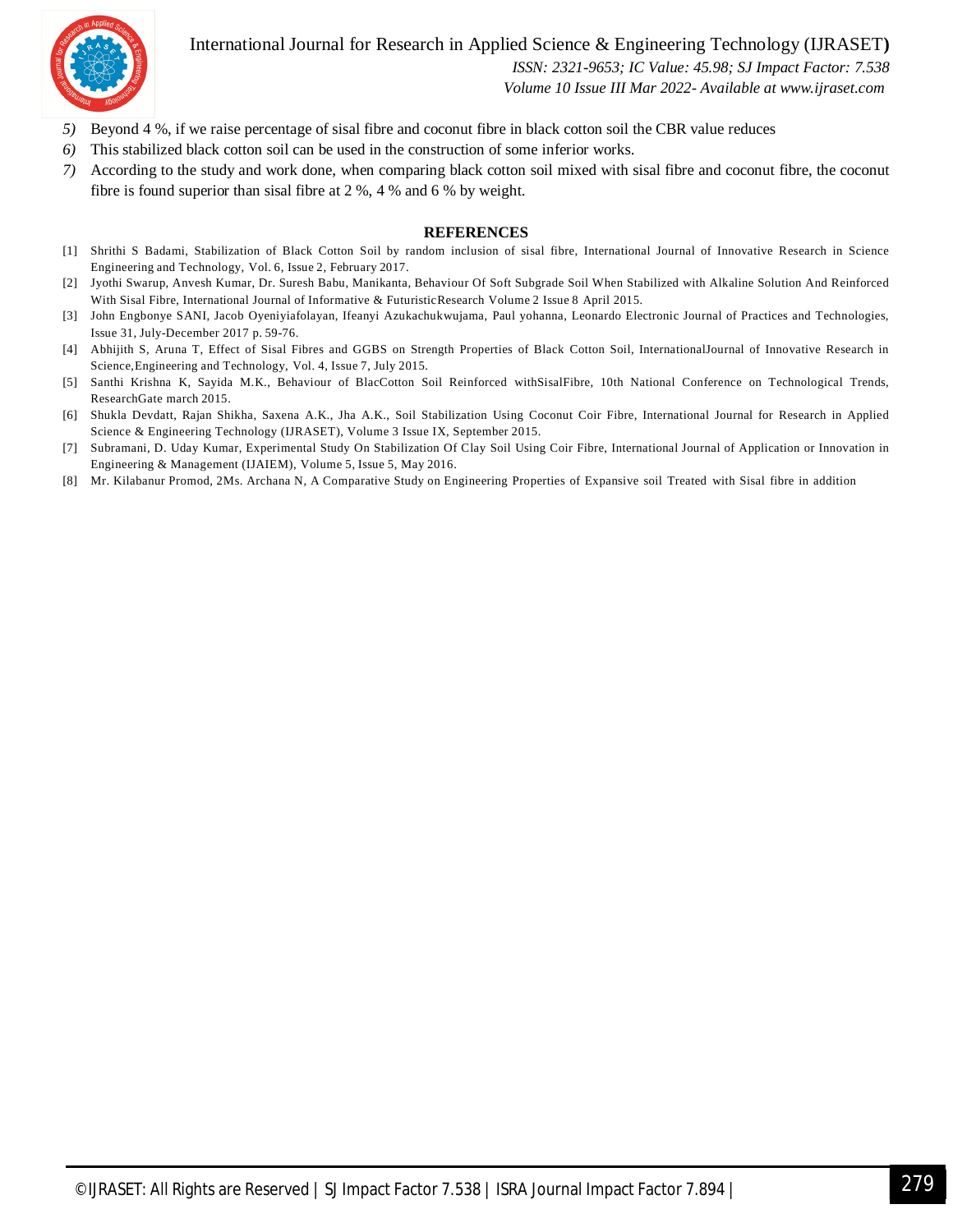5) Beyond 4 %, if we raise percentage of sisal fibre and coconut fibre in black cotton soil the CBR value reduces
6) This stabilized black cotton soil can be used in the construction of some inferior works.
7) According to the study and work done, when comparing black cotton soil mixed with sisal fibre and coconut fibre, the coconut fibre is found superior than sisal fibre at 2 %, 4 % and 6 % by weight.

## REFERENCES

[1] Shrithi S Badami, Stabilization of Black Cotton Soil by random inclusion of sisal fibre, International Journal of Innovative Research in Science Engineering and Technology, Vol. 6, Issue 2, February 2017.

[2] Jyothi Swarup, Anvesh Kumar, Dr. Suresh Babu, Manikanta, Behaviour Of Soft Subgrade Soil When Stabilized with Alkaline Solution And Reinforced With Sisal Fibre, International Journal of Informative & FuturisticResearch Volume 2 Issue 8 April 2015.

[3] John Engbonye SANI, Jacob Oyeniyiafolayan, Ifeanyi Azukachukwujama, Paul yohanna, Leonardo Electronic Journal of Practices and Technologies, Issue 31, July-December 2017 p. 59-76.

[4] Abhijith S, Aruna T, Effect of Sisal Fibres and GGBS on Strength Properties of Black Cotton Soil, InternationalJournal of Innovative Research in Science,Engineering and Technology, Vol. 4, Issue 7, July 2015.

[5] Santhi Krishna K, Sayida M.K., Behaviour of BlacCotton Soil Reinforced withSisalFibre, 10th National Conference on Technological Trends, ResearchGate march 2015.

[6] Shukla Devdatt, Rajan Shikha, Saxena A.K., Jha A.K., Soil Stabilization Using Coconut Coir Fibre, International Journal for Research in Applied Science & Engineering Technology (IJRASET), Volume 3 Issue IX, September 2015.

[7] Subramani, D. Uday Kumar, Experimental Study On Stabilization Of Clay Soil Using Coir Fibre, International Journal of Application or Innovation in Engineering & Management (IJAIEM), Volume 5, Issue 5, May 2016.

[8] Mr. Kilabanur Promod, 2Ms. Archana N, A Comparative Study on Engineering Properties of Expansive soil Treated with Sisal fibre in addition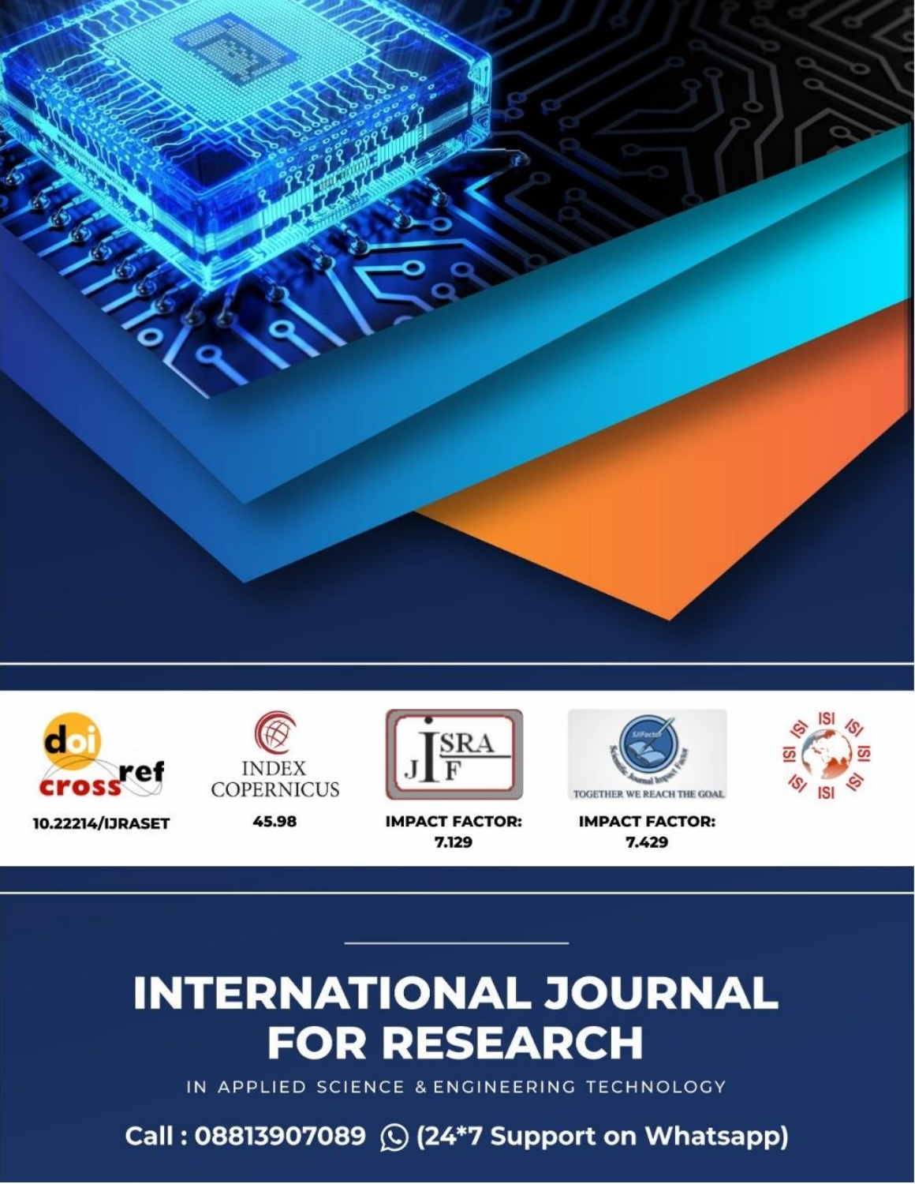10.22214/IJRASET

INDEX COPERNICUS

45.98

IMPACT FACTOR: 7.129

IMPACT FACTOR: 7.429

# INTERNATIONAL JOURNAL FOR RESEARCH

IN APPLIED SCIENCE & ENGINEERING TECHNOLOGY

Call : 08813907089 (24*7 Support on Whatsapp)